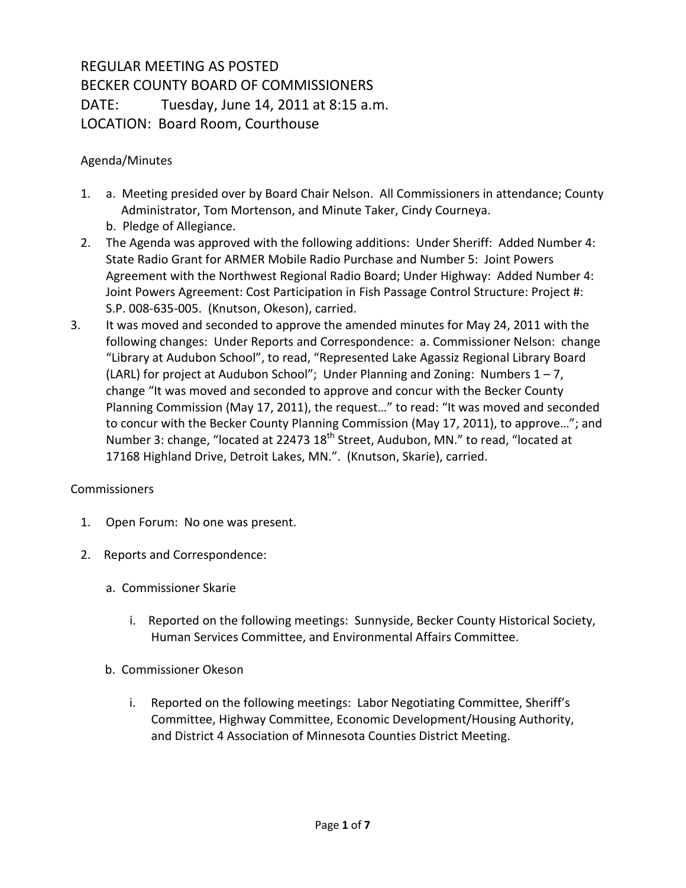# REGULAR MEETING AS POSTED
# BECKER COUNTY BOARD OF COMMISSIONERS
DATE: Tuesday, June 14, 2011 at 8:15 a.m.
LOCATION: Board Room, Courthouse

## Agenda/Minutes

1. a. Meeting presided over by Board Chair Nelson. All Commissioners in attendance; County Administrator, Tom Mortenson, and Minute Taker, Cindy Courneya.
   b. Pledge of Allegiance.
2. The Agenda was approved with the following additions: Under Sheriff: Added Number 4: State Radio Grant for ARMER Mobile Radio Purchase and Number 5: Joint Powers Agreement with the Northwest Regional Radio Board; Under Highway: Added Number 4: Joint Powers Agreement: Cost Participation in Fish Passage Control Structure: Project #: S.P. 008-635-005. (Knutson, Okeson), carried.
3. It was moved and seconded to approve the amended minutes for May 24, 2011 with the following changes: Under Reports and Correspondence: a. Commissioner Nelson: change "Library at Audubon School", to read, "Represented Lake Agassiz Regional Library Board (LARL) for project at Audubon School"; Under Planning and Zoning: Numbers 1 – 7, change "It was moved and seconded to approve and concur with the Becker County Planning Commission (May 17, 2011), the request…" to read: "It was moved and seconded to concur with the Becker County Planning Commission (May 17, 2011), to approve…"; and Number 3: change, "located at 22473 18th Street, Audubon, MN." to read, "located at 17168 Highland Drive, Detroit Lakes, MN.". (Knutson, Skarie), carried.

## Commissioners

1. Open Forum: No one was present.
2. Reports and Correspondence:
   a. Commissioner Skarie
      i. Reported on the following meetings: Sunnyside, Becker County Historical Society, Human Services Committee, and Environmental Affairs Committee.
   b. Commissioner Okeson
      i. Reported on the following meetings: Labor Negotiating Committee, Sheriff's Committee, Highway Committee, Economic Development/Housing Authority, and District 4 Association of Minnesota Counties District Meeting.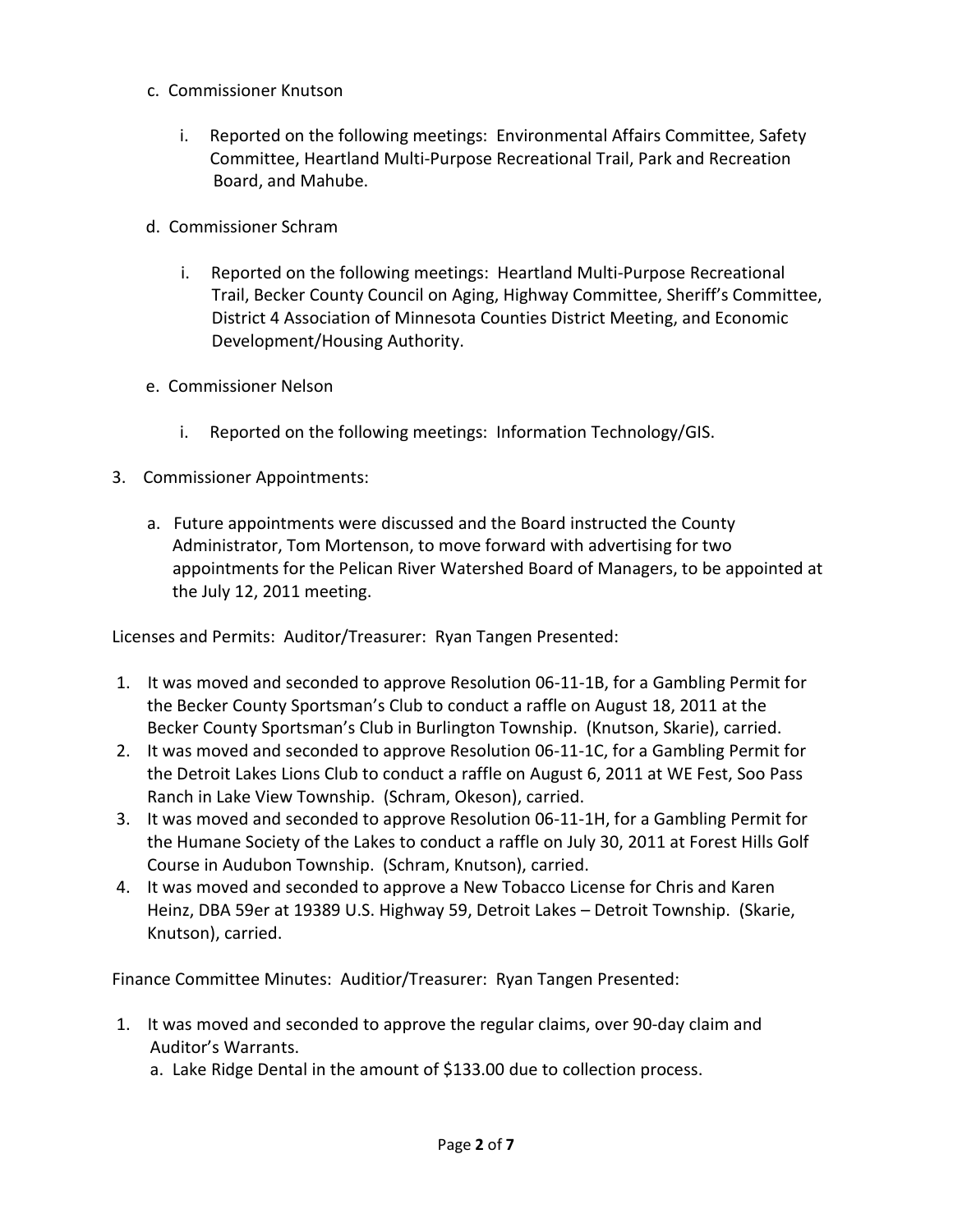c. Commissioner Knutson

   i. Reported on the following meetings: Environmental Affairs Committee, Safety Committee, Heartland Multi-Purpose Recreational Trail, Park and Recreation Board, and Mahube.

d. Commissioner Schram

   i. Reported on the following meetings: Heartland Multi-Purpose Recreational Trail, Becker County Council on Aging, Highway Committee, Sheriff's Committee, District 4 Association of Minnesota Counties District Meeting, and Economic Development/Housing Authority.

e. Commissioner Nelson

   i. Reported on the following meetings: Information Technology/GIS.

3. Commissioner Appointments:

   a. Future appointments were discussed and the Board instructed the County Administrator, Tom Mortenson, to move forward with advertising for two appointments for the Pelican River Watershed Board of Managers, to be appointed at the July 12, 2011 meeting.

Licenses and Permits: Auditor/Treasurer: Ryan Tangen Presented:

1. It was moved and seconded to approve Resolution 06-11-1B, for a Gambling Permit for the Becker County Sportsman's Club to conduct a raffle on August 18, 2011 at the Becker County Sportsman's Club in Burlington Township. (Knutson, Skarie), carried.
2. It was moved and seconded to approve Resolution 06-11-1C, for a Gambling Permit for the Detroit Lakes Lions Club to conduct a raffle on August 6, 2011 at WE Fest, Soo Pass Ranch in Lake View Township. (Schram, Okeson), carried.
3. It was moved and seconded to approve Resolution 06-11-1H, for a Gambling Permit for the Humane Society of the Lakes to conduct a raffle on July 30, 2011 at Forest Hills Golf Course in Audubon Township. (Schram, Knutson), carried.
4. It was moved and seconded to approve a New Tobacco License for Chris and Karen Heinz, DBA 59er at 19389 U.S. Highway 59, Detroit Lakes – Detroit Township. (Skarie, Knutson), carried.

Finance Committee Minutes: Auditior/Treasurer: Ryan Tangen Presented:

1. It was moved and seconded to approve the regular claims, over 90-day claim and Auditor's Warrants.
   a. Lake Ridge Dental in the amount of $133.00 due to collection process.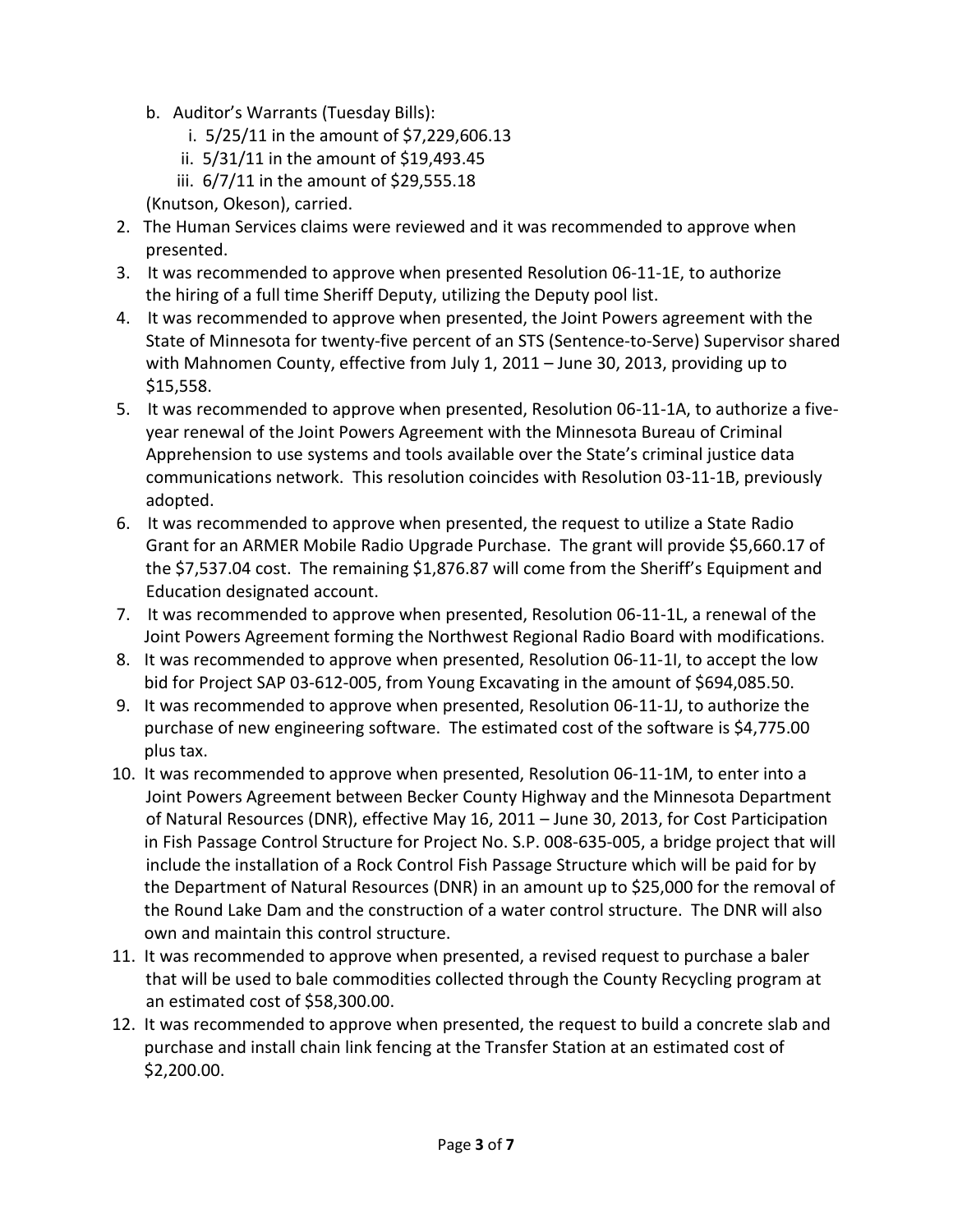b. Auditor's Warrants (Tuesday Bills):
   i. 5/25/11 in the amount of $7,229,606.13
   ii. 5/31/11 in the amount of $19,493.45
   iii. 6/7/11 in the amount of $29,555.18

(Knutson, Okeson), carried.

2. The Human Services claims were reviewed and it was recommended to approve when presented.
3. It was recommended to approve when presented Resolution 06-11-1E, to authorize the hiring of a full time Sheriff Deputy, utilizing the Deputy pool list.
4. It was recommended to approve when presented, the Joint Powers agreement with the State of Minnesota for twenty-five percent of an STS (Sentence-to-Serve) Supervisor shared with Mahnomen County, effective from July 1, 2011 – June 30, 2013, providing up to $15,558.
5. It was recommended to approve when presented, Resolution 06-11-1A, to authorize a five-year renewal of the Joint Powers Agreement with the Minnesota Bureau of Criminal Apprehension to use systems and tools available over the State's criminal justice data communications network. This resolution coincides with Resolution 03-11-1B, previously adopted.
6. It was recommended to approve when presented, the request to utilize a State Radio Grant for an ARMER Mobile Radio Upgrade Purchase. The grant will provide $5,660.17 of the $7,537.04 cost. The remaining $1,876.87 will come from the Sheriff's Equipment and Education designated account.
7. It was recommended to approve when presented, Resolution 06-11-1L, a renewal of the Joint Powers Agreement forming the Northwest Regional Radio Board with modifications.
8. It was recommended to approve when presented, Resolution 06-11-1I, to accept the low bid for Project SAP 03-612-005, from Young Excavating in the amount of $694,085.50.
9. It was recommended to approve when presented, Resolution 06-11-1J, to authorize the purchase of new engineering software. The estimated cost of the software is $4,775.00 plus tax.
10. It was recommended to approve when presented, Resolution 06-11-1M, to enter into a Joint Powers Agreement between Becker County Highway and the Minnesota Department of Natural Resources (DNR), effective May 16, 2011 – June 30, 2013, for Cost Participation in Fish Passage Control Structure for Project No. S.P. 008-635-005, a bridge project that will include the installation of a Rock Control Fish Passage Structure which will be paid for by the Department of Natural Resources (DNR) in an amount up to $25,000 for the removal of the Round Lake Dam and the construction of a water control structure. The DNR will also own and maintain this control structure.
11. It was recommended to approve when presented, a revised request to purchase a baler that will be used to bale commodities collected through the County Recycling program at an estimated cost of $58,300.00.
12. It was recommended to approve when presented, the request to build a concrete slab and purchase and install chain link fencing at the Transfer Station at an estimated cost of $2,200.00.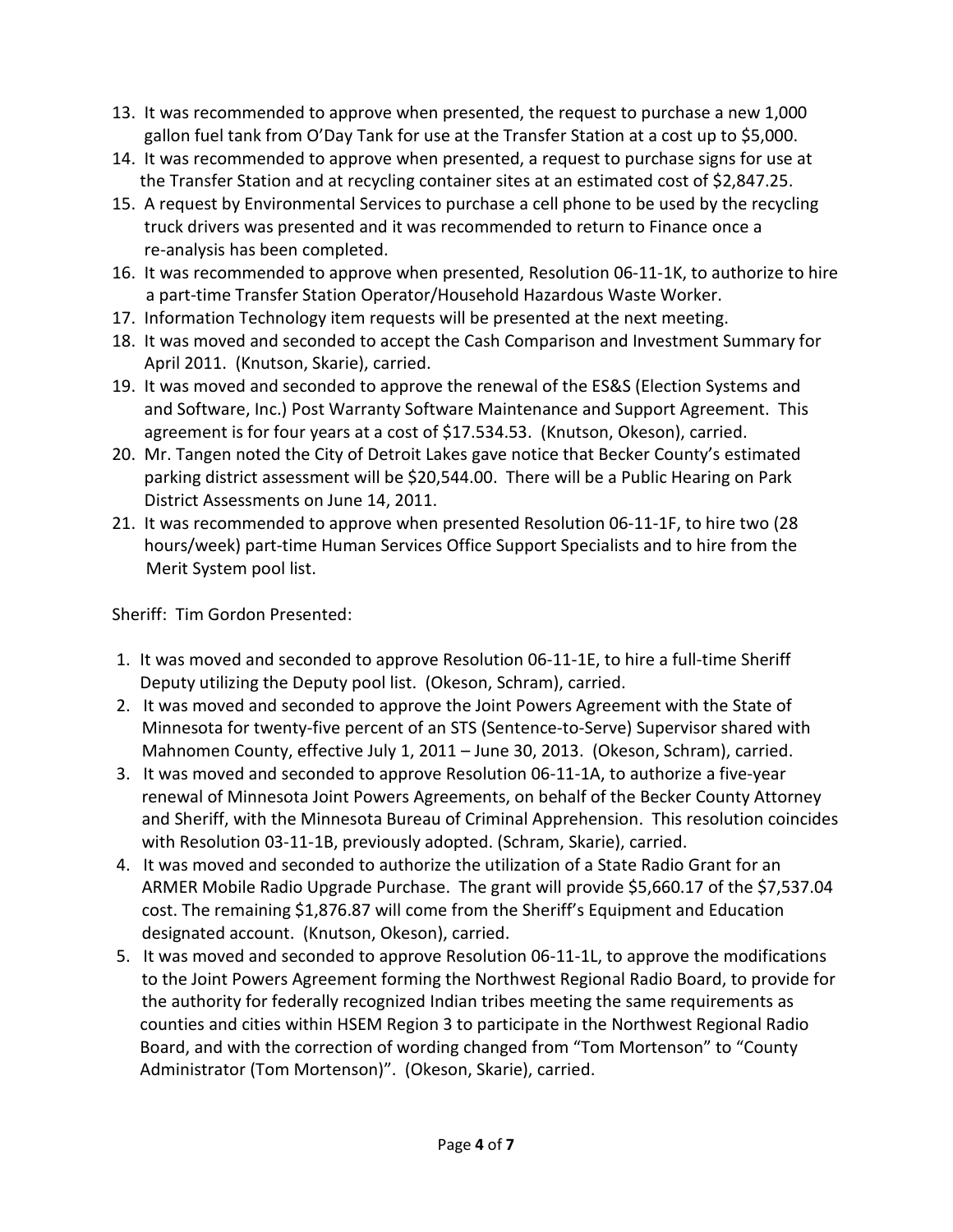13. It was recommended to approve when presented, the request to purchase a new 1,000 gallon fuel tank from O'Day Tank for use at the Transfer Station at a cost up to $5,000.
14. It was recommended to approve when presented, a request to purchase signs for use at the Transfer Station and at recycling container sites at an estimated cost of $2,847.25.
15. A request by Environmental Services to purchase a cell phone to be used by the recycling truck drivers was presented and it was recommended to return to Finance once a re-analysis has been completed.
16. It was recommended to approve when presented, Resolution 06-11-1K, to authorize to hire a part-time Transfer Station Operator/Household Hazardous Waste Worker.
17. Information Technology item requests will be presented at the next meeting.
18. It was moved and seconded to accept the Cash Comparison and Investment Summary for April 2011. (Knutson, Skarie), carried.
19. It was moved and seconded to approve the renewal of the ES&S (Election Systems and and Software, Inc.) Post Warranty Software Maintenance and Support Agreement. This agreement is for four years at a cost of $17.534.53. (Knutson, Okeson), carried.
20. Mr. Tangen noted the City of Detroit Lakes gave notice that Becker County's estimated parking district assessment will be $20,544.00. There will be a Public Hearing on Park District Assessments on June 14, 2011.
21. It was recommended to approve when presented Resolution 06-11-1F, to hire two (28 hours/week) part-time Human Services Office Support Specialists and to hire from the Merit System pool list.

Sheriff: Tim Gordon Presented:

1. It was moved and seconded to approve Resolution 06-11-1E, to hire a full-time Sheriff Deputy utilizing the Deputy pool list. (Okeson, Schram), carried.
2. It was moved and seconded to approve the Joint Powers Agreement with the State of Minnesota for twenty-five percent of an STS (Sentence-to-Serve) Supervisor shared with Mahnomen County, effective July 1, 2011 – June 30, 2013. (Okeson, Schram), carried.
3. It was moved and seconded to approve Resolution 06-11-1A, to authorize a five-year renewal of Minnesota Joint Powers Agreements, on behalf of the Becker County Attorney and Sheriff, with the Minnesota Bureau of Criminal Apprehension. This resolution coincides with Resolution 03-11-1B, previously adopted. (Schram, Skarie), carried.
4. It was moved and seconded to authorize the utilization of a State Radio Grant for an ARMER Mobile Radio Upgrade Purchase. The grant will provide $5,660.17 of the $7,537.04 cost. The remaining $1,876.87 will come from the Sheriff's Equipment and Education designated account. (Knutson, Okeson), carried.
5. It was moved and seconded to approve Resolution 06-11-1L, to approve the modifications to the Joint Powers Agreement forming the Northwest Regional Radio Board, to provide for the authority for federally recognized Indian tribes meeting the same requirements as counties and cities within HSEM Region 3 to participate in the Northwest Regional Radio Board, and with the correction of wording changed from "Tom Mortenson" to "County Administrator (Tom Mortenson)". (Okeson, Skarie), carried.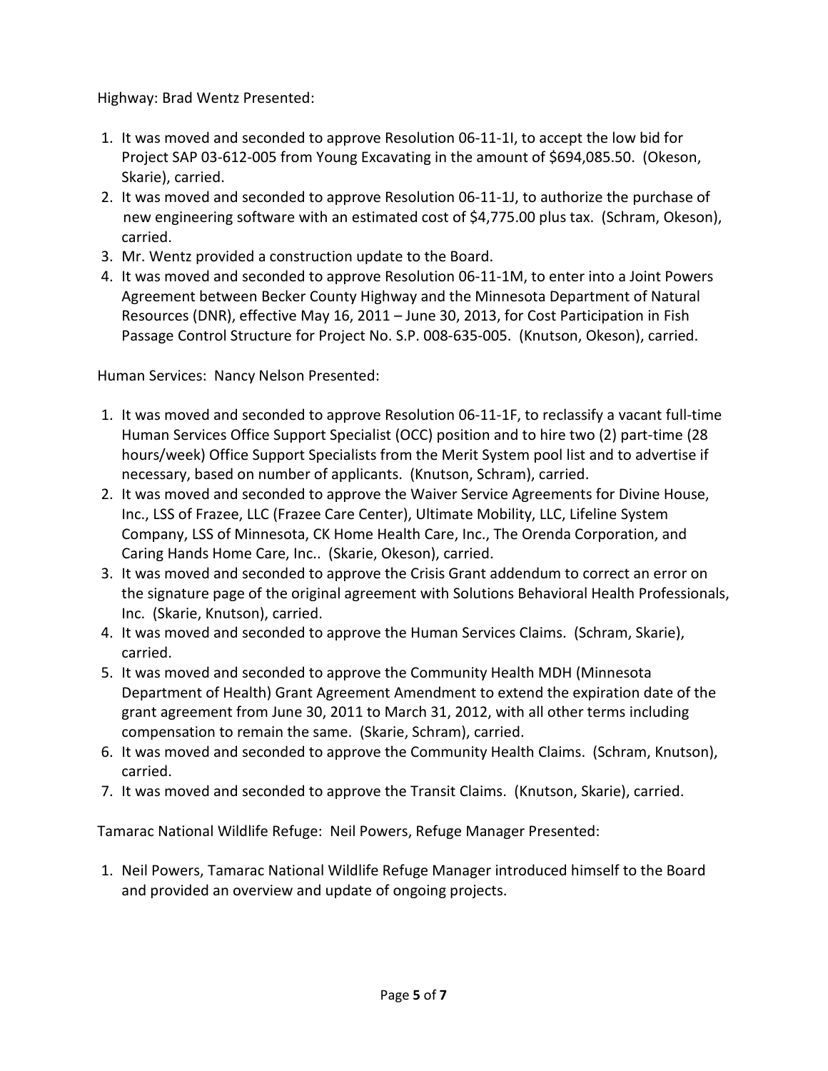Highway: Brad Wentz Presented:

1. It was moved and seconded to approve Resolution 06-11-1I, to accept the low bid for Project SAP 03-612-005 from Young Excavating in the amount of $694,085.50. (Okeson, Skarie), carried.
2. It was moved and seconded to approve Resolution 06-11-1J, to authorize the purchase of new engineering software with an estimated cost of $4,775.00 plus tax. (Schram, Okeson), carried.
3. Mr. Wentz provided a construction update to the Board.
4. It was moved and seconded to approve Resolution 06-11-1M, to enter into a Joint Powers Agreement between Becker County Highway and the Minnesota Department of Natural Resources (DNR), effective May 16, 2011 – June 30, 2013, for Cost Participation in Fish Passage Control Structure for Project No. S.P. 008-635-005. (Knutson, Okeson), carried.

Human Services: Nancy Nelson Presented:

1. It was moved and seconded to approve Resolution 06-11-1F, to reclassify a vacant full-time Human Services Office Support Specialist (OCC) position and to hire two (2) part-time (28 hours/week) Office Support Specialists from the Merit System pool list and to advertise if necessary, based on number of applicants. (Knutson, Schram), carried.
2. It was moved and seconded to approve the Waiver Service Agreements for Divine House, Inc., LSS of Frazee, LLC (Frazee Care Center), Ultimate Mobility, LLC, Lifeline System Company, LSS of Minnesota, CK Home Health Care, Inc., The Orenda Corporation, and Caring Hands Home Care, Inc.. (Skarie, Okeson), carried.
3. It was moved and seconded to approve the Crisis Grant addendum to correct an error on the signature page of the original agreement with Solutions Behavioral Health Professionals, Inc. (Skarie, Knutson), carried.
4. It was moved and seconded to approve the Human Services Claims. (Schram, Skarie), carried.
5. It was moved and seconded to approve the Community Health MDH (Minnesota Department of Health) Grant Agreement Amendment to extend the expiration date of the grant agreement from June 30, 2011 to March 31, 2012, with all other terms including compensation to remain the same. (Skarie, Schram), carried.
6. It was moved and seconded to approve the Community Health Claims. (Schram, Knutson), carried.
7. It was moved and seconded to approve the Transit Claims. (Knutson, Skarie), carried.

Tamarac National Wildlife Refuge: Neil Powers, Refuge Manager Presented:

1. Neil Powers, Tamarac National Wildlife Refuge Manager introduced himself to the Board and provided an overview and update of ongoing projects.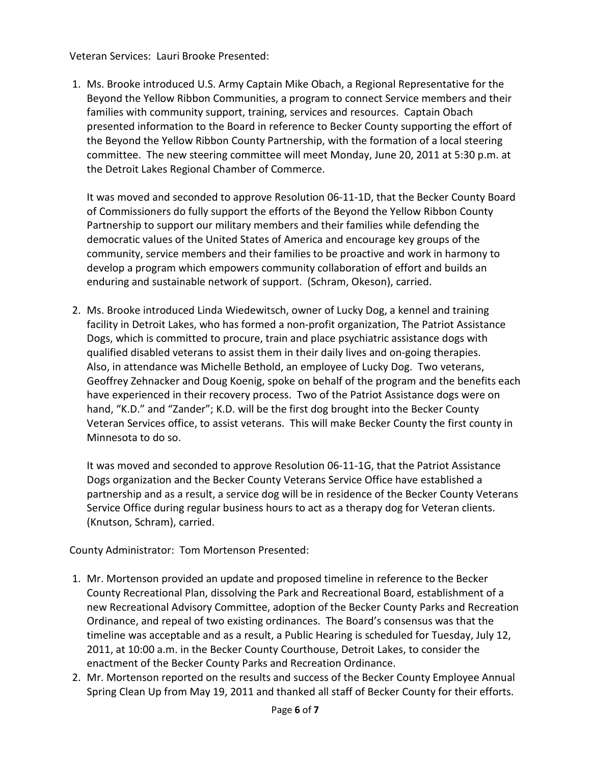Veteran Services: Lauri Brooke Presented:

1. Ms. Brooke introduced U.S. Army Captain Mike Obach, a Regional Representative for the Beyond the Yellow Ribbon Communities, a program to connect Service members and their families with community support, training, services and resources. Captain Obach presented information to the Board in reference to Becker County supporting the effort of the Beyond the Yellow Ribbon County Partnership, with the formation of a local steering committee. The new steering committee will meet Monday, June 20, 2011 at 5:30 p.m. at the Detroit Lakes Regional Chamber of Commerce.

   It was moved and seconded to approve Resolution 06-11-1D, that the Becker County Board of Commissioners do fully support the efforts of the Beyond the Yellow Ribbon County Partnership to support our military members and their families while defending the democratic values of the United States of America and encourage key groups of the community, service members and their families to be proactive and work in harmony to develop a program which empowers community collaboration of effort and builds an enduring and sustainable network of support. (Schram, Okeson), carried.

2. Ms. Brooke introduced Linda Wiedewitsch, owner of Lucky Dog, a kennel and training facility in Detroit Lakes, who has formed a non-profit organization, The Patriot Assistance Dogs, which is committed to procure, train and place psychiatric assistance dogs with qualified disabled veterans to assist them in their daily lives and on-going therapies. Also, in attendance was Michelle Bethold, an employee of Lucky Dog. Two veterans, Geoffrey Zehnacker and Doug Koenig, spoke on behalf of the program and the benefits each have experienced in their recovery process. Two of the Patriot Assistance dogs were on hand, "K.D." and "Zander"; K.D. will be the first dog brought into the Becker County Veteran Services office, to assist veterans. This will make Becker County the first county in Minnesota to do so.

   It was moved and seconded to approve Resolution 06-11-1G, that the Patriot Assistance Dogs organization and the Becker County Veterans Service Office have established a partnership and as a result, a service dog will be in residence of the Becker County Veterans Service Office during regular business hours to act as a therapy dog for Veteran clients. (Knutson, Schram), carried.

County Administrator: Tom Mortenson Presented:

1. Mr. Mortenson provided an update and proposed timeline in reference to the Becker County Recreational Plan, dissolving the Park and Recreational Board, establishment of a new Recreational Advisory Committee, adoption of the Becker County Parks and Recreation Ordinance, and repeal of two existing ordinances. The Board's consensus was that the timeline was acceptable and as a result, a Public Hearing is scheduled for Tuesday, July 12, 2011, at 10:00 a.m. in the Becker County Courthouse, Detroit Lakes, to consider the enactment of the Becker County Parks and Recreation Ordinance.
2. Mr. Mortenson reported on the results and success of the Becker County Employee Annual Spring Clean Up from May 19, 2011 and thanked all staff of Becker County for their efforts.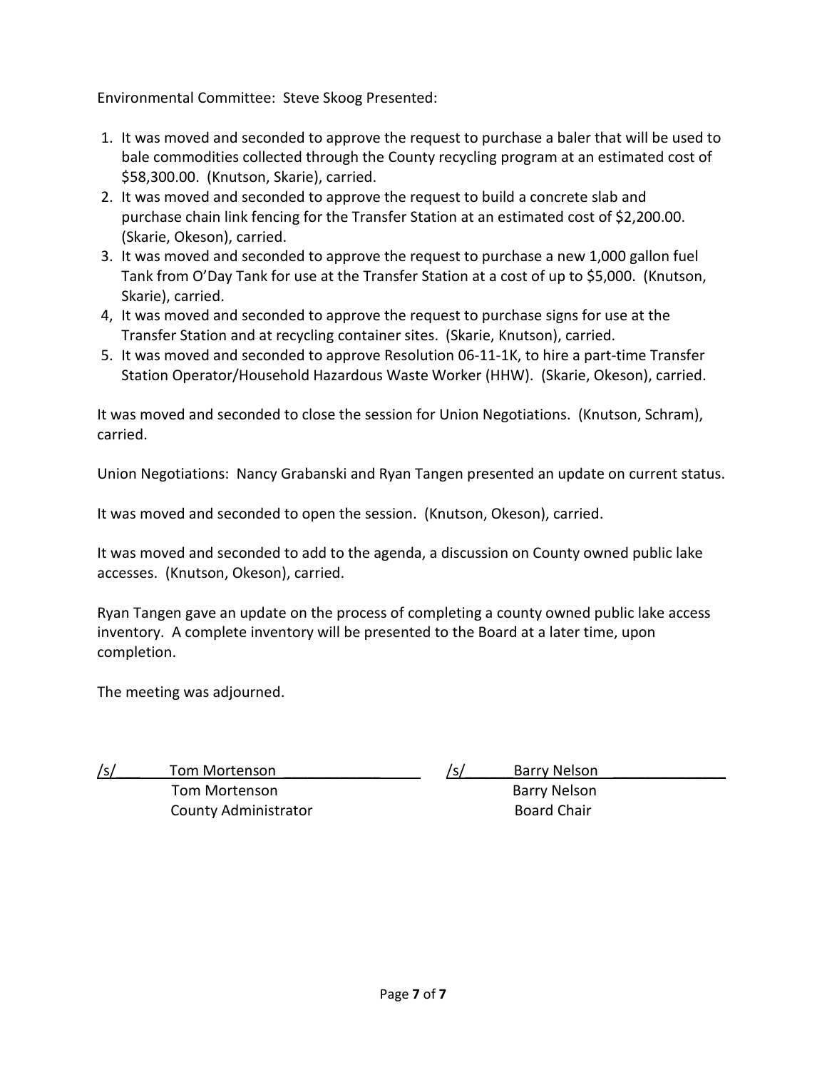Environmental Committee: Steve Skoog Presented:

1. It was moved and seconded to approve the request to purchase a baler that will be used to bale commodities collected through the County recycling program at an estimated cost of $58,300.00. (Knutson, Skarie), carried.
2. It was moved and seconded to approve the request to build a concrete slab and purchase chain link fencing for the Transfer Station at an estimated cost of $2,200.00. (Skarie, Okeson), carried.
3. It was moved and seconded to approve the request to purchase a new 1,000 gallon fuel Tank from O'Day Tank for use at the Transfer Station at a cost of up to $5,000. (Knutson, Skarie), carried.
4. It was moved and seconded to approve the request to purchase signs for use at the Transfer Station and at recycling container sites. (Skarie, Knutson), carried.
5. It was moved and seconded to approve Resolution 06-11-1K, to hire a part-time Transfer Station Operator/Household Hazardous Waste Worker (HHW). (Skarie, Okeson), carried.

It was moved and seconded to close the session for Union Negotiations. (Knutson, Schram), carried.

Union Negotiations: Nancy Grabanski and Ryan Tangen presented an update on current status.

It was moved and seconded to open the session. (Knutson, Okeson), carried.

It was moved and seconded to add to the agenda, a discussion on County owned public lake accesses. (Knutson, Okeson), carried.

Ryan Tangen gave an update on the process of completing a county owned public lake access inventory. A complete inventory will be presented to the Board at a later time, upon completion.

The meeting was adjourned.

/s/ Tom Mortenson
Tom Mortenson
County Administrator

/s/ Barry Nelson
Barry Nelson
Board Chair